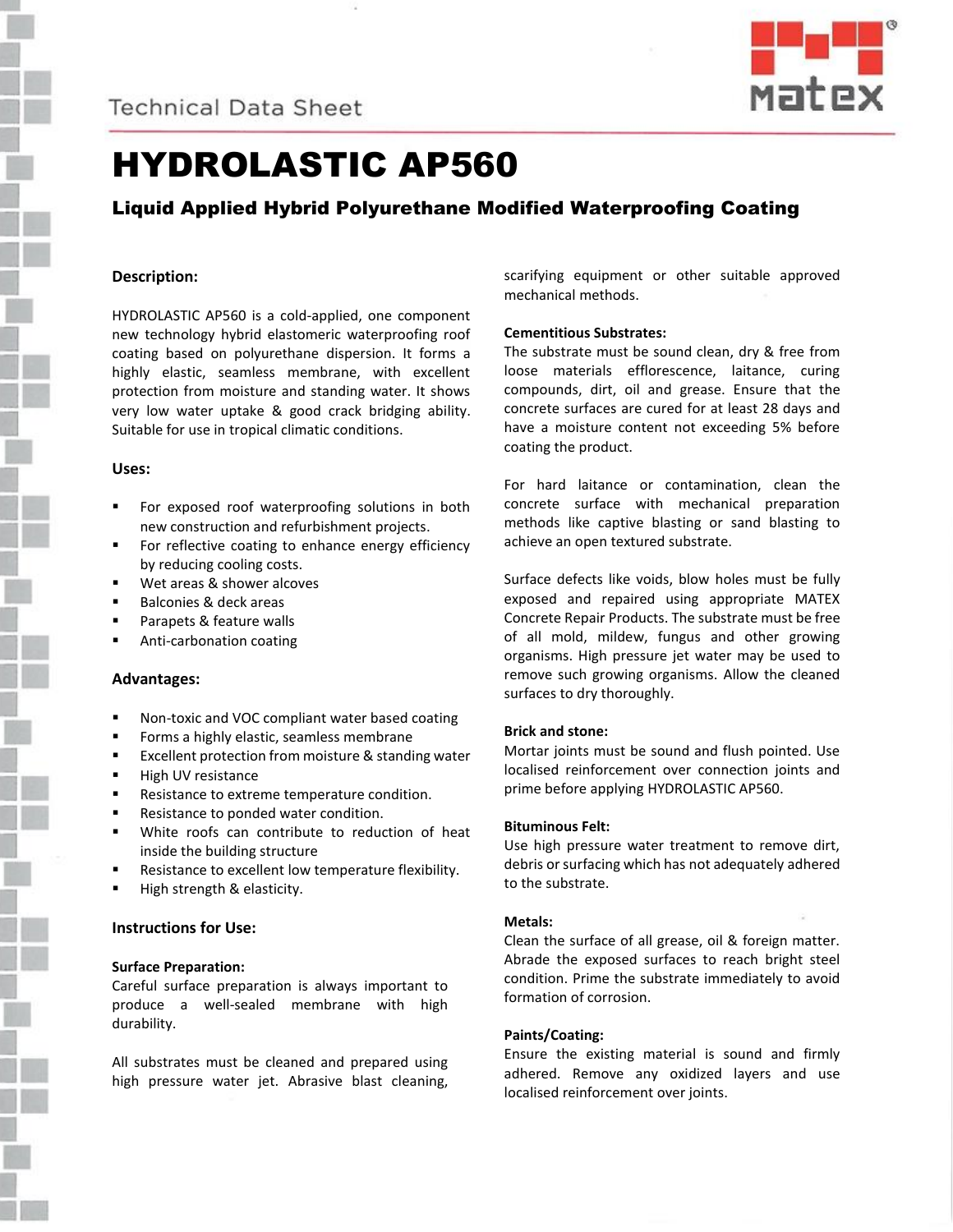Technical Data Sheet

# HYDROLASTIC AP560

### Liquid Applied Hybrid Polyurethane Modified Waterproofing Coating

**Description:**

HYDROLASTIC AP560 is a cold-applied, one component new technology hybrid elastomeric waterproofing roof coating based on polyurethane dispersion. It forms a highly elastic, seamless membrane, with excellent protection from moisture and standing water. It shows very low water uptake & good crack bridging ability. Suitable for use in tropical climatic conditions.

**Uses:**

- For exposed roof waterproofing solutions in both new construction and refurbishment projects.
- For reflective coating to enhance energy efficiency by reducing cooling costs.
- Wet areas & shower alcoves
- Balconies & deck areas
- Parapets & feature walls
- Anti-carbonation coating

**Advantages:**

- Non-toxic and VOC compliant water based coating
- Forms a highly elastic, seamless membrane
- Excellent protection from moisture & standing water
- High UV resistance
- Resistance to extreme temperature condition.
- Resistance to ponded water condition.
- White roofs can contribute to reduction of heat inside the building structure
- Resistance to excellent low temperature flexibility.
- High strength & elasticity.

**Instructions for Use:**

**Surface Preparation:**
Careful surface preparation is always important to produce a well-sealed membrane with high durability.

All substrates must be cleaned and prepared using high pressure water jet. Abrasive blast cleaning, scarifying equipment or other suitable approved mechanical methods.

**Cementitious Substrates:**
The substrate must be sound clean, dry & free from loose materials efflorescence, laitance, curing compounds, dirt, oil and grease. Ensure that the concrete surfaces are cured for at least 28 days and have a moisture content not exceeding 5% before coating the product.

For hard laitance or contamination, clean the concrete surface with mechanical preparation methods like captive blasting or sand blasting to achieve an open textured substrate.

Surface defects like voids, blow holes must be fully exposed and repaired using appropriate MATEX Concrete Repair Products. The substrate must be free of all mold, mildew, fungus and other growing organisms. High pressure jet water may be used to remove such growing organisms. Allow the cleaned surfaces to dry thoroughly.

**Brick and stone:**
Mortar joints must be sound and flush pointed. Use localised reinforcement over connection joints and prime before applying HYDROLASTIC AP560.

**Bituminous Felt:**
Use high pressure water treatment to remove dirt, debris or surfacing which has not adequately adhered to the substrate.

**Metals:**
Clean the surface of all grease, oil & foreign matter. Abrade the exposed surfaces to reach bright steel condition. Prime the substrate immediately to avoid formation of corrosion.

**Paints/Coating:**
Ensure the existing material is sound and firmly adhered. Remove any oxidized layers and use localised reinforcement over joints.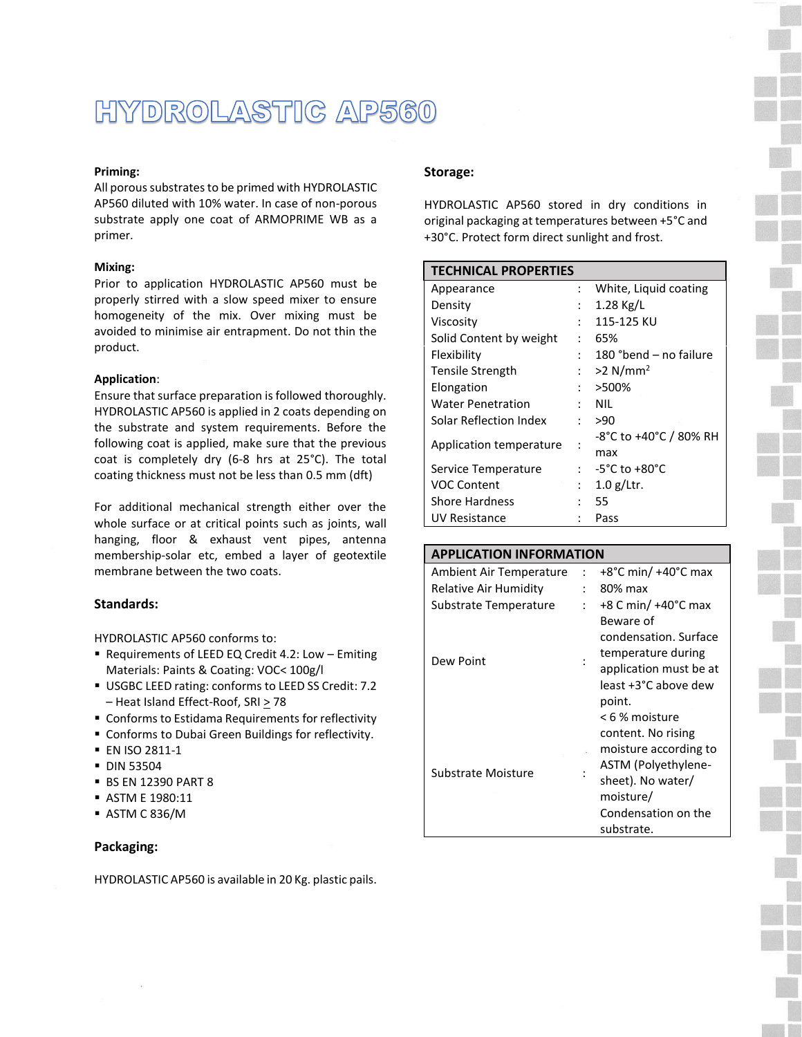# HYDROLASTIC AP560

**Priming:**
All porous substrates to be primed with HYDROLASTIC AP560 diluted with 10% water. In case of non-porous substrate apply one coat of ARMOPRIME WB as a primer.

**Mixing:**
Prior to application HYDROLASTIC AP560 must be properly stirred with a slow speed mixer to ensure homogeneity of the mix. Over mixing must be avoided to minimise air entrapment. Do not thin the product.

**Application**:
Ensure that surface preparation is followed thoroughly. HYDROLASTIC AP560 is applied in 2 coats depending on the substrate and system requirements. Before the following coat is applied, make sure that the previous coat is completely dry (6-8 hrs at 25°C). The total coating thickness must not be less than 0.5 mm (dft)

For additional mechanical strength either over the whole surface or at critical points such as joints, wall hanging, floor & exhaust vent pipes, antenna membership-solar etc, embed a layer of geotextile membrane between the two coats.

**Standards:**

HYDROLASTIC AP560 conforms to:

- Requirements of LEED EQ Credit 4.2: Low – Emiting Materials: Paints & Coating: VOC< 100g/l
- USGBC LEED rating: conforms to LEED SS Credit: 7.2 – Heat Island Effect-Roof, SRI ≥ 78
- Conforms to Estidama Requirements for reflectivity
- Conforms to Dubai Green Buildings for reflectivity.
- EN ISO 2811-1
- DIN 53504
- BS EN 12390 PART 8
- ASTM E 1980:11
- ASTM C 836/M

**Packaging:**

HYDROLASTIC AP560 is available in 20 Kg. plastic pails.

**Storage:**

HYDROLASTIC AP560 stored in dry conditions in original packaging at temperatures between +5°C and +30°C. Protect form direct sunlight and frost.

| TECHNICAL PROPERTIES | | |
|---|---|---|
| Appearance | : | White, Liquid coating |
| Density | : | 1.28 Kg/L |
| Viscosity | : | 115-125 KU |
| Solid Content by weight | : | 65% |
| Flexibility | : | 180 °bend – no failure |
| Tensile Strength | : | >2 N/mm² |
| Elongation | : | >500% |
| Water Penetration | : | NIL |
| Solar Reflection Index | : | >90 |
| Application temperature | : | -8°C to +40°C / 80% RH max |
| Service Temperature | : | -5°C to +80°C |
| VOC Content | : | 1.0 g/Ltr. |
| Shore Hardness | : | 55 |
| UV Resistance | : | Pass |

| APPLICATION INFORMATION | | |
|---|---|---|
| Ambient Air Temperature | : | +8°C min/ +40°C max |
| Relative Air Humidity | : | 80% max |
| Substrate Temperature | : | +8 C min/ +40°C max |
| Dew Point | : | Beware of condensation. Surface temperature during application must be at least +3°C above dew point. |
| Substrate Moisture | : | < 6 % moisture content. No rising moisture according to ASTM (Polyethylene-sheet). No water/ moisture/ Condensation on the substrate. |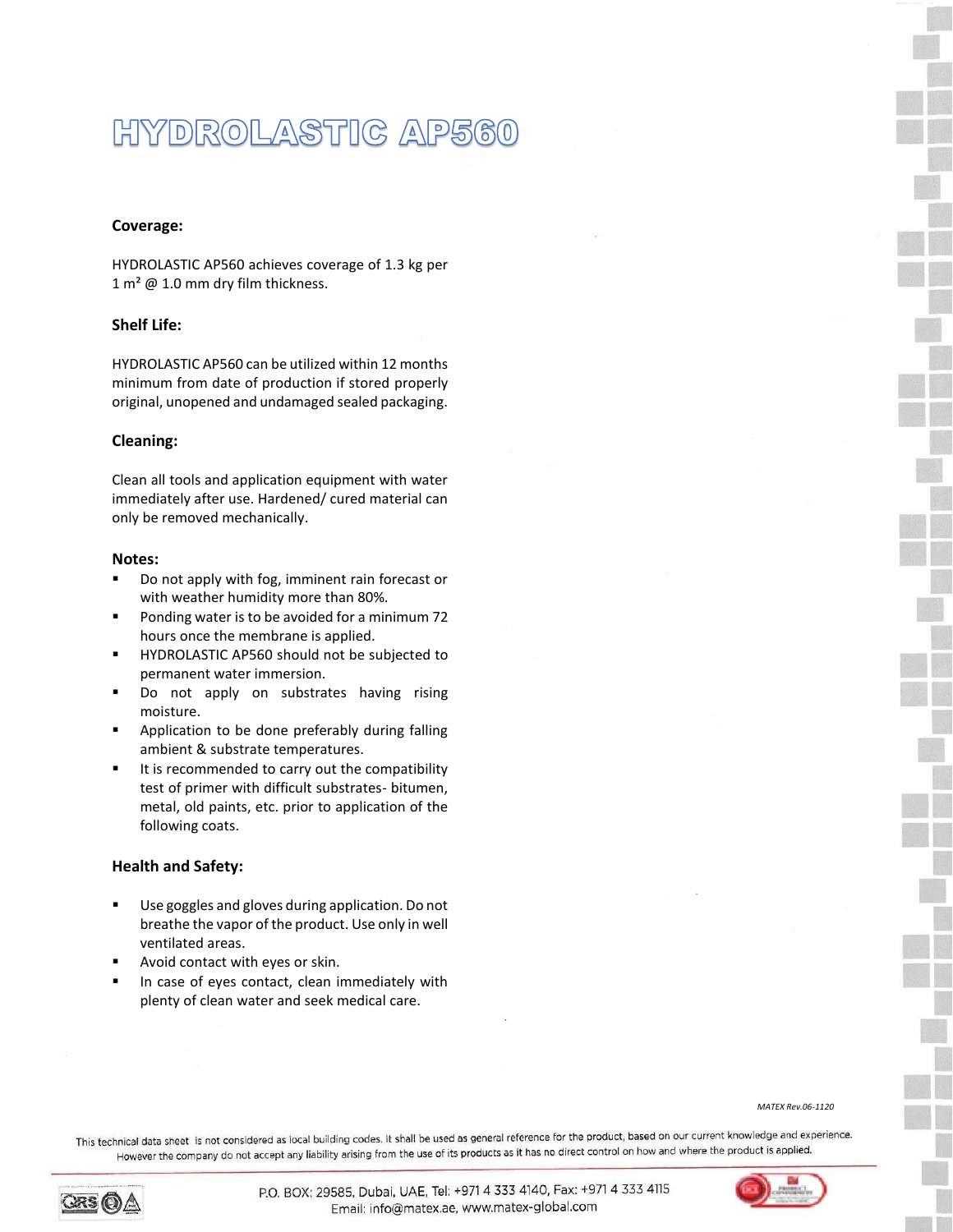# HYDROLASTIC AP560

**Coverage:**

HYDROLASTIC AP560 achieves coverage of 1.3 kg per 1 m² @ 1.0 mm dry film thickness.

**Shelf Life:**

HYDROLASTIC AP560 can be utilized within 12 months minimum from date of production if stored properly original, unopened and undamaged sealed packaging.

**Cleaning:**

Clean all tools and application equipment with water immediately after use. Hardened/ cured material can only be removed mechanically.

**Notes:**

- Do not apply with fog, imminent rain forecast or with weather humidity more than 80%.
- Ponding water is to be avoided for a minimum 72 hours once the membrane is applied.
- HYDROLASTIC AP560 should not be subjected to permanent water immersion.
- Do not apply on substrates having rising moisture.
- Application to be done preferably during falling ambient & substrate temperatures.
- It is recommended to carry out the compatibility test of primer with difficult substrates- bitumen, metal, old paints, etc. prior to application of the following coats.

**Health and Safety:**

- Use goggles and gloves during application. Do not breathe the vapor of the product. Use only in well ventilated areas.
- Avoid contact with eyes or skin.
- In case of eyes contact, clean immediately with plenty of clean water and seek medical care.

*MATEX Rev.06-1120*

This technical data sheet is not considered as local building codes. It shall be used as general reference for the product, based on our current knowledge and experience. However the company do not accept any liability arising from the use of its products as it has no direct control on how and where the product is applied.

P.O. BOX: 29585, Dubai, UAE, Tel: +971 4 333 4140, Fax: +971 4 333 4115
Email: info@matex.ae, www.matex-global.com